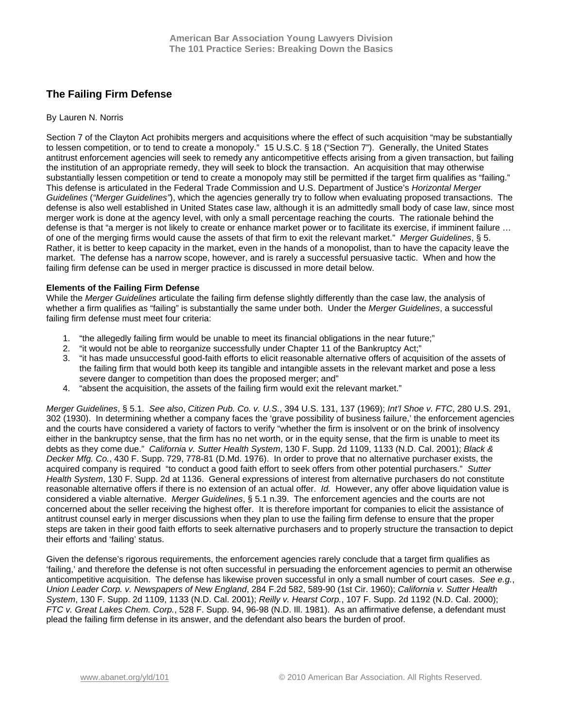# The Failing Firm Defense

By Lauren N. Norris

Section 7 of the Clayton Act prohibits mergers and acquisitions where the effect of such acquisition "may be substantially to lessen competition, or to tend to create a monopoly." 15 U.S.C. § 18 ("Section 7"). Generally, the United States antitrust enforcement agencies will seek to remedy any anticompetitive effects arising from a given transaction, but failing the institution of an appropriate remedy, they will seek to block the transaction. An acquisition that may otherwise substantially lessen competition or tend to create a monopoly may still be permitted if the target firm qualifies as "failing." This defense is articulated in the Federal Trade Commission and U.S. Department of Justice's *Horizontal Merger Guidelines* (*"Merger Guidelines"*), which the agencies generally try to follow when evaluating proposed transactions. The defense is also well established in United States case law, although it is an admittedly small body of case law, since most merger work is done at the agency level, with only a small percentage reaching the courts. The rationale behind the defense is that "a merger is not likely to create or enhance market power or to facilitate its exercise, if imminent failure … of one of the merging firms would cause the assets of that firm to exit the relevant market." *Merger Guidelines*, § 5. Rather, it is better to keep capacity in the market, even in the hands of a monopolist, than to have the capacity leave the market. The defense has a narrow scope, however, and is rarely a successful persuasive tactic. When and how the failing firm defense can be used in merger practice is discussed in more detail below.

**Elements of the Failing Firm Defense**

While the *Merger Guidelines* articulate the failing firm defense slightly differently than the case law, the analysis of whether a firm qualifies as "failing" is substantially the same under both. Under the *Merger Guidelines*, a successful failing firm defense must meet four criteria:

1. "the allegedly failing firm would be unable to meet its financial obligations in the near future;"
2. "it would not be able to reorganize successfully under Chapter 11 of the Bankruptcy Act;"
3. "it has made unsuccessful good-faith efforts to elicit reasonable alternative offers of acquisition of the assets of the failing firm that would both keep its tangible and intangible assets in the relevant market and pose a less severe danger to competition than does the proposed merger; and"
4. "absent the acquisition, the assets of the failing firm would exit the relevant market."

*Merger Guidelines*, § 5.1. *See also*, *Citizen Pub. Co. v. U.S.*, 394 U.S. 131, 137 (1969); *Int'l Shoe v. FTC*, 280 U.S. 291, 302 (1930). In determining whether a company faces the 'grave possibility of business failure,' the enforcement agencies and the courts have considered a variety of factors to verify "whether the firm is insolvent or on the brink of insolvency either in the bankruptcy sense, that the firm has no net worth, or in the equity sense, that the firm is unable to meet its debts as they come due." *California v. Sutter Health System*, 130 F. Supp. 2d 1109, 1133 (N.D. Cal. 2001); *Black & Decker Mfg. Co.*, 430 F. Supp. 729, 778-81 (D.Md. 1976). In order to prove that no alternative purchaser exists, the acquired company is required "to conduct a good faith effort to seek offers from other potential purchasers." *Sutter Health System*, 130 F. Supp. 2d at 1136. General expressions of interest from alternative purchasers do not constitute reasonable alternative offers if there is no extension of an actual offer. *Id.* However, any offer above liquidation value is considered a viable alternative. *Merger Guidelines*, § 5.1 n.39. The enforcement agencies and the courts are not concerned about the seller receiving the highest offer. It is therefore important for companies to elicit the assistance of antitrust counsel early in merger discussions when they plan to use the failing firm defense to ensure that the proper steps are taken in their good faith efforts to seek alternative purchasers and to properly structure the transaction to depict their efforts and 'failing' status.

Given the defense's rigorous requirements, the enforcement agencies rarely conclude that a target firm qualifies as 'failing,' and therefore the defense is not often successful in persuading the enforcement agencies to permit an otherwise anticompetitive acquisition. The defense has likewise proven successful in only a small number of court cases. *See e.g.*, *Union Leader Corp. v. Newspapers of New England*, 284 F.2d 582, 589-90 (1st Cir. 1960); *California v. Sutter Health System*, 130 F. Supp. 2d 1109, 1133 (N.D. Cal. 2001); *Reilly v. Hearst Corp.*, 107 F. Supp. 2d 1192 (N.D. Cal. 2000); *FTC v. Great Lakes Chem. Corp.*, 528 F. Supp. 94, 96-98 (N.D. Ill. 1981). As an affirmative defense, a defendant must plead the failing firm defense in its answer, and the defendant also bears the burden of proof.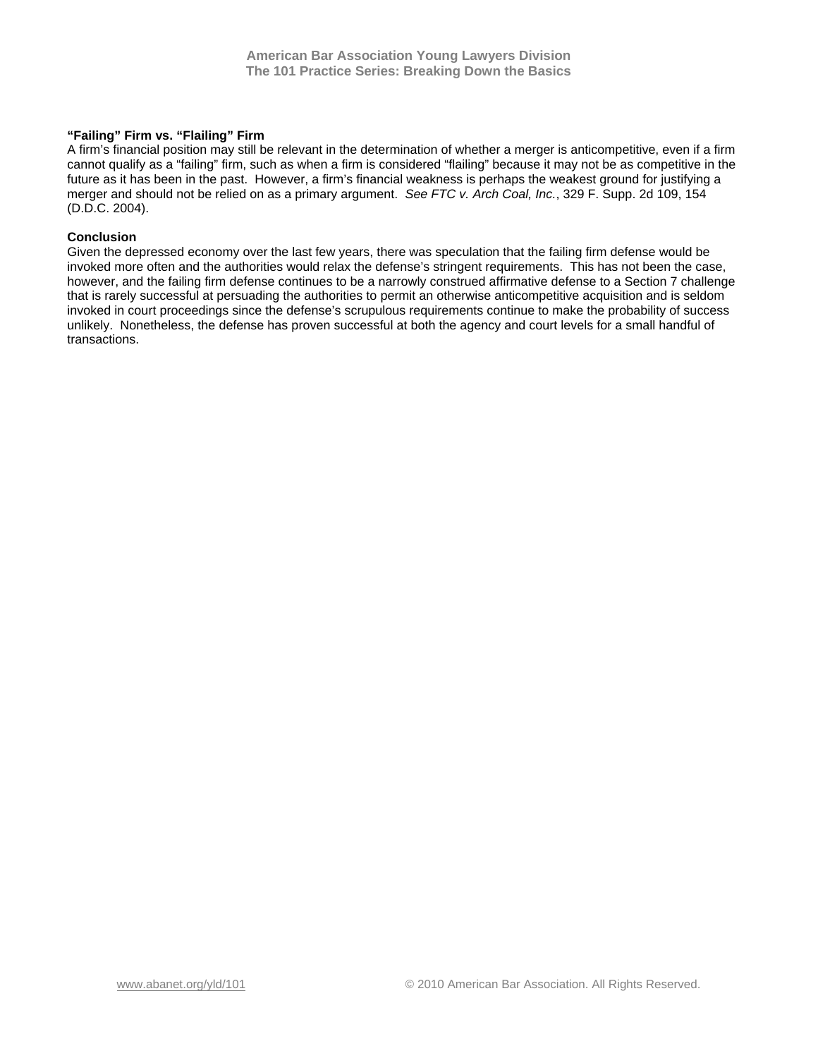### “Failing” Firm vs. “Flailing” Firm

A firm’s financial position may still be relevant in the determination of whether a merger is anticompetitive, even if a firm cannot qualify as a “failing” firm, such as when a firm is considered “flailing” because it may not be as competitive in the future as it has been in the past. However, a firm’s financial weakness is perhaps the weakest ground for justifying a merger and should not be relied on as a primary argument. *See FTC v. Arch Coal, Inc.*, 329 F. Supp. 2d 109, 154 (D.D.C. 2004).

### Conclusion

Given the depressed economy over the last few years, there was speculation that the failing firm defense would be invoked more often and the authorities would relax the defense’s stringent requirements. This has not been the case, however, and the failing firm defense continues to be a narrowly construed affirmative defense to a Section 7 challenge that is rarely successful at persuading the authorities to permit an otherwise anticompetitive acquisition and is seldom invoked in court proceedings since the defense’s scrupulous requirements continue to make the probability of success unlikely. Nonetheless, the defense has proven successful at both the agency and court levels for a small handful of transactions.